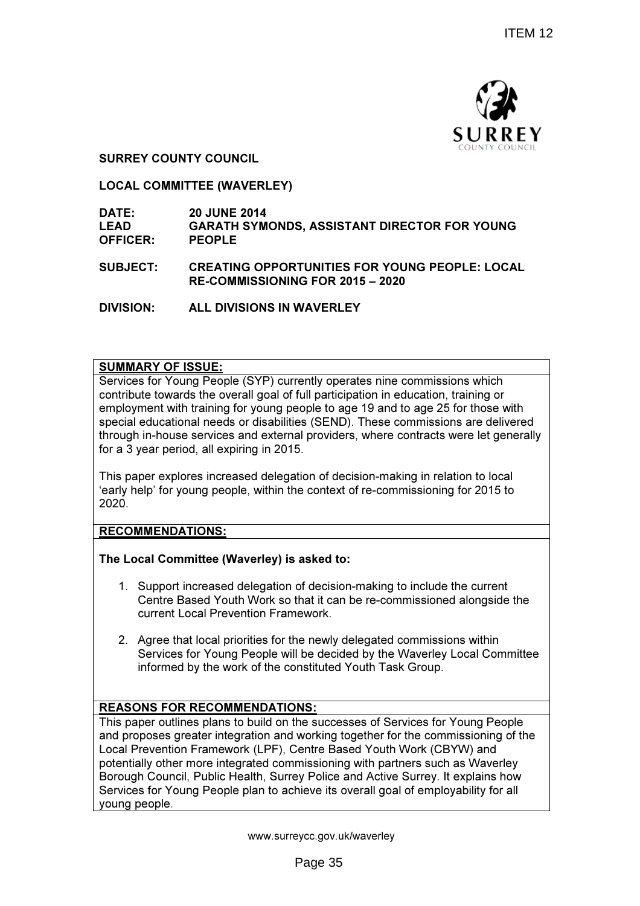ITEM 12

**SURREY COUNTY COUNCIL**

**LOCAL COMMITTEE (WAVERLEY)**

| | |
|---|---|
| **DATE:** | **20 JUNE 2014** |
| **LEAD OFFICER:** | **GARATH SYMONDS, ASSISTANT DIRECTOR FOR YOUNG PEOPLE** |
| **SUBJECT:** | **CREATING OPPORTUNITIES FOR YOUNG PEOPLE: LOCAL RE-COMMISSIONING FOR 2015 – 2020** |
| **DIVISION:** | **ALL DIVISIONS IN WAVERLEY** |

## SUMMARY OF ISSUE:

Services for Young People (SYP) currently operates nine commissions which contribute towards the overall goal of full participation in education, training or employment with training for young people to age 19 and to age 25 for those with special educational needs or disabilities (SEND). These commissions are delivered through in-house services and external providers, where contracts were let generally for a 3 year period, all expiring in 2015.

This paper explores increased delegation of decision-making in relation to local 'early help' for young people, within the context of re-commissioning for 2015 to 2020.

## RECOMMENDATIONS:

**The Local Committee (Waverley) is asked to:**

1. Support increased delegation of decision-making to include the current Centre Based Youth Work so that it can be re-commissioned alongside the current Local Prevention Framework.
2. Agree that local priorities for the newly delegated commissions within Services for Young People will be decided by the Waverley Local Committee informed by the work of the constituted Youth Task Group.

## REASONS FOR RECOMMENDATIONS:

This paper outlines plans to build on the successes of Services for Young People and proposes greater integration and working together for the commissioning of the Local Prevention Framework (LPF), Centre Based Youth Work (CBYW) and potentially other more integrated commissioning with partners such as Waverley Borough Council, Public Health, Surrey Police and Active Surrey. It explains how Services for Young People plan to achieve its overall goal of employability for all young people.

www.surreycc.gov.uk/waverley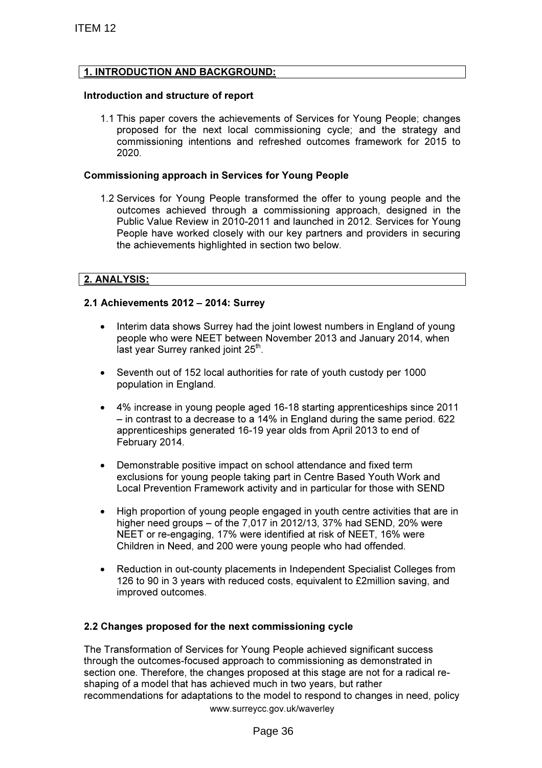## 1. INTRODUCTION AND BACKGROUND:

### Introduction and structure of report

1.1 This paper covers the achievements of Services for Young People; changes proposed for the next local commissioning cycle; and the strategy and commissioning intentions and refreshed outcomes framework for 2015 to 2020.

### Commissioning approach in Services for Young People

1.2 Services for Young People transformed the offer to young people and the outcomes achieved through a commissioning approach, designed in the Public Value Review in 2010-2011 and launched in 2012. Services for Young People have worked closely with our key partners and providers in securing the achievements highlighted in section two below.

## 2. ANALYSIS:

### 2.1 Achievements 2012 – 2014: Surrey

- Interim data shows Surrey had the joint lowest numbers in England of young people who were NEET between November 2013 and January 2014, when last year Surrey ranked joint 25th.
- Seventh out of 152 local authorities for rate of youth custody per 1000 population in England.
- 4% increase in young people aged 16-18 starting apprenticeships since 2011 – in contrast to a decrease to a 14% in England during the same period. 622 apprenticeships generated 16-19 year olds from April 2013 to end of February 2014.
- Demonstrable positive impact on school attendance and fixed term exclusions for young people taking part in Centre Based Youth Work and Local Prevention Framework activity and in particular for those with SEND
- High proportion of young people engaged in youth centre activities that are in higher need groups – of the 7,017 in 2012/13, 37% had SEND, 20% were NEET or re-engaging, 17% were identified at risk of NEET, 16% were Children in Need, and 200 were young people who had offended.
- Reduction in out-county placements in Independent Specialist Colleges from 126 to 90 in 3 years with reduced costs, equivalent to £2million saving, and improved outcomes.

### 2.2 Changes proposed for the next commissioning cycle

The Transformation of Services for Young People achieved significant success through the outcomes-focused approach to commissioning as demonstrated in section one. Therefore, the changes proposed at this stage are not for a radical re-shaping of a model that has achieved much in two years, but rather recommendations for adaptations to the model to respond to changes in need, policy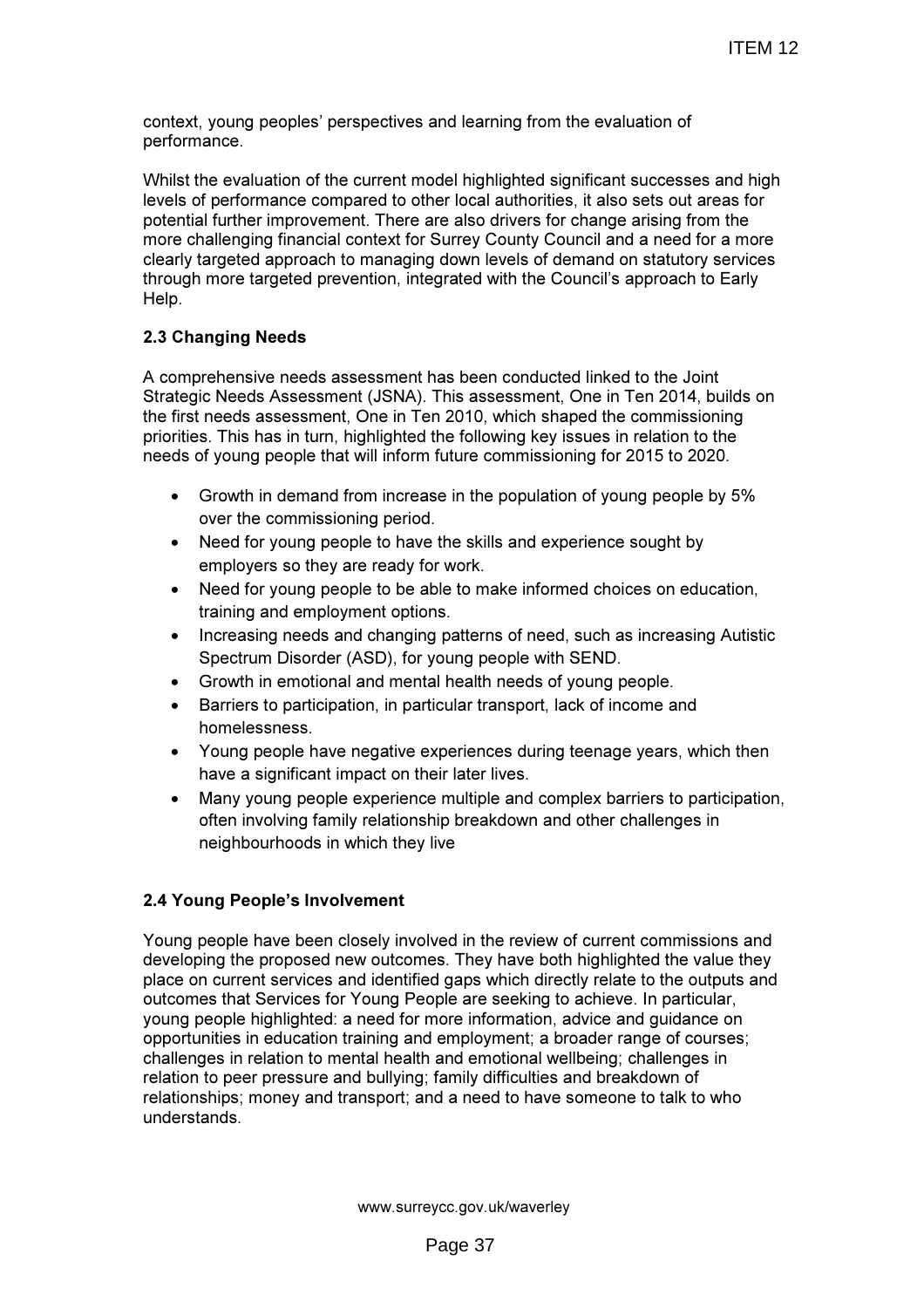context, young peoples' perspectives and learning from the evaluation of performance.

Whilst the evaluation of the current model highlighted significant successes and high levels of performance compared to other local authorities, it also sets out areas for potential further improvement. There are also drivers for change arising from the more challenging financial context for Surrey County Council and a need for a more clearly targeted approach to managing down levels of demand on statutory services through more targeted prevention, integrated with the Council's approach to Early Help.

**2.3 Changing Needs**

A comprehensive needs assessment has been conducted linked to the Joint Strategic Needs Assessment (JSNA). This assessment, One in Ten 2014, builds on the first needs assessment, One in Ten 2010, which shaped the commissioning priorities. This has in turn, highlighted the following key issues in relation to the needs of young people that will inform future commissioning for 2015 to 2020.

- Growth in demand from increase in the population of young people by 5% over the commissioning period.
- Need for young people to have the skills and experience sought by employers so they are ready for work.
- Need for young people to be able to make informed choices on education, training and employment options.
- Increasing needs and changing patterns of need, such as increasing Autistic Spectrum Disorder (ASD), for young people with SEND.
- Growth in emotional and mental health needs of young people.
- Barriers to participation, in particular transport, lack of income and homelessness.
- Young people have negative experiences during teenage years, which then have a significant impact on their later lives.
- Many young people experience multiple and complex barriers to participation, often involving family relationship breakdown and other challenges in neighbourhoods in which they live

**2.4 Young People's Involvement**

Young people have been closely involved in the review of current commissions and developing the proposed new outcomes. They have both highlighted the value they place on current services and identified gaps which directly relate to the outputs and outcomes that Services for Young People are seeking to achieve. In particular, young people highlighted: a need for more information, advice and guidance on opportunities in education training and employment; a broader range of courses; challenges in relation to mental health and emotional wellbeing; challenges in relation to peer pressure and bullying; family difficulties and breakdown of relationships; money and transport; and a need to have someone to talk to who understands.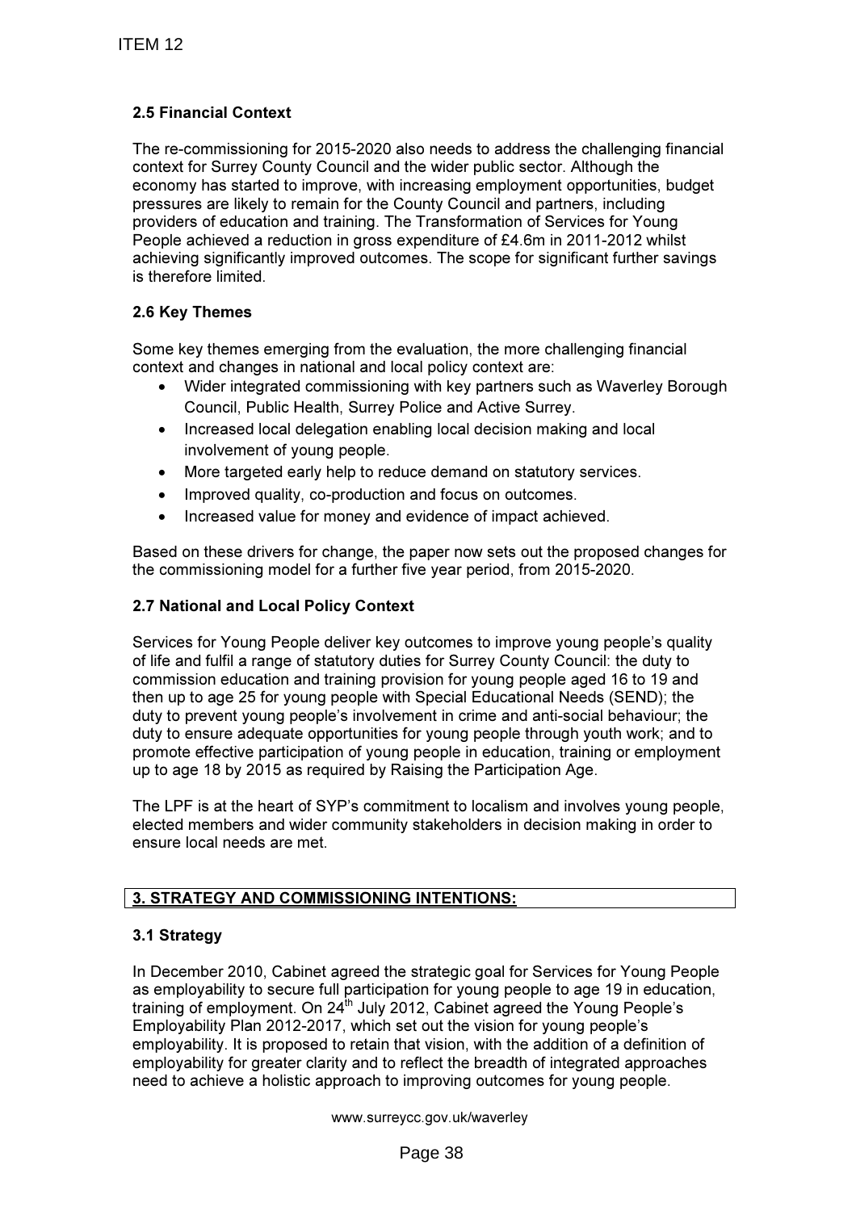### 2.5 Financial Context

The re-commissioning for 2015-2020 also needs to address the challenging financial context for Surrey County Council and the wider public sector. Although the economy has started to improve, with increasing employment opportunities, budget pressures are likely to remain for the County Council and partners, including providers of education and training. The Transformation of Services for Young People achieved a reduction in gross expenditure of £4.6m in 2011-2012 whilst achieving significantly improved outcomes. The scope for significant further savings is therefore limited.

### 2.6 Key Themes

Some key themes emerging from the evaluation, the more challenging financial context and changes in national and local policy context are:

- Wider integrated commissioning with key partners such as Waverley Borough Council, Public Health, Surrey Police and Active Surrey.
- Increased local delegation enabling local decision making and local involvement of young people.
- More targeted early help to reduce demand on statutory services.
- Improved quality, co-production and focus on outcomes.
- Increased value for money and evidence of impact achieved.

Based on these drivers for change, the paper now sets out the proposed changes for the commissioning model for a further five year period, from 2015-2020.

### 2.7 National and Local Policy Context

Services for Young People deliver key outcomes to improve young people's quality of life and fulfil a range of statutory duties for Surrey County Council: the duty to commission education and training provision for young people aged 16 to 19 and then up to age 25 for young people with Special Educational Needs (SEND); the duty to prevent young people's involvement in crime and anti-social behaviour; the duty to ensure adequate opportunities for young people through youth work; and to promote effective participation of young people in education, training or employment up to age 18 by 2015 as required by Raising the Participation Age.

The LPF is at the heart of SYP's commitment to localism and involves young people, elected members and wider community stakeholders in decision making in order to ensure local needs are met.

## 3. STRATEGY AND COMMISSIONING INTENTIONS:

### 3.1 Strategy

In December 2010, Cabinet agreed the strategic goal for Services for Young People as employability to secure full participation for young people to age 19 in education, training of employment. On 24th July 2012, Cabinet agreed the Young People's Employability Plan 2012-2017, which set out the vision for young people's employability. It is proposed to retain that vision, with the addition of a definition of employability for greater clarity and to reflect the breadth of integrated approaches need to achieve a holistic approach to improving outcomes for young people.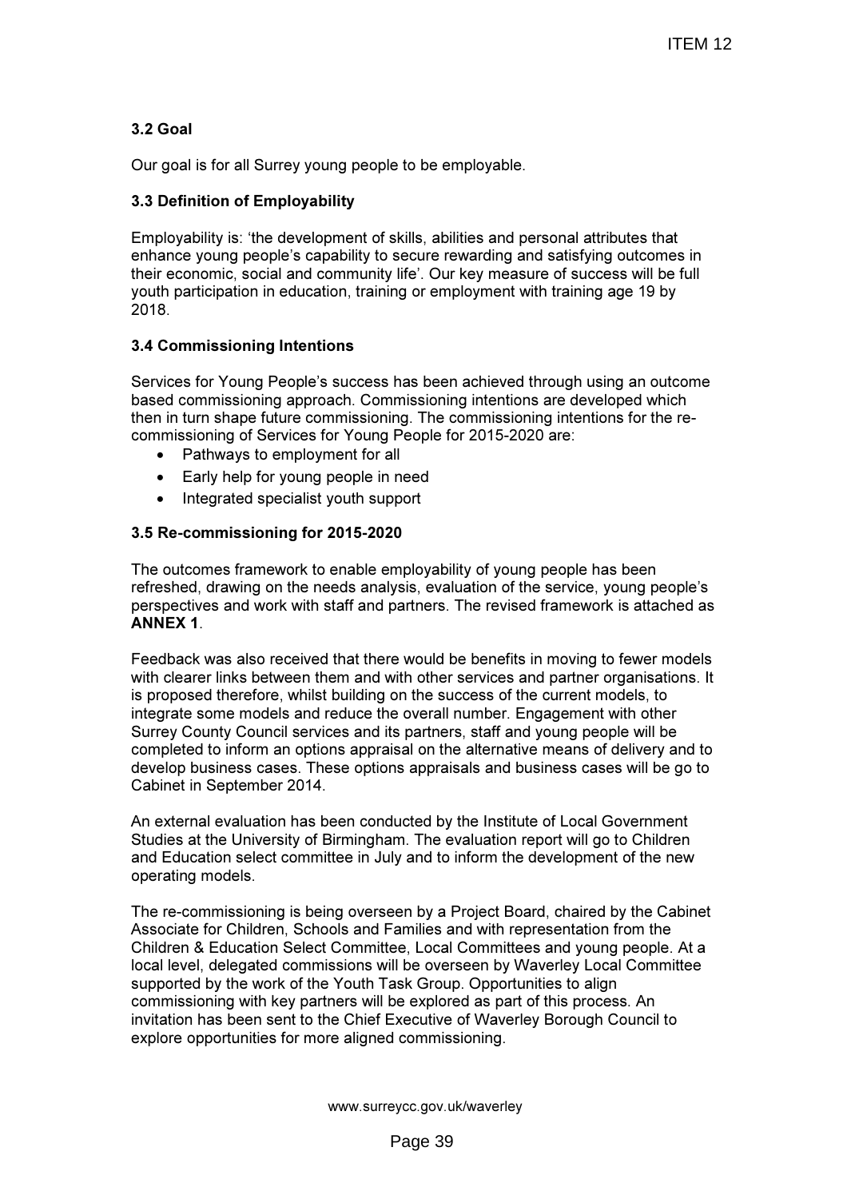### 3.2 Goal

Our goal is for all Surrey young people to be employable.

### 3.3 Definition of Employability

Employability is: 'the development of skills, abilities and personal attributes that enhance young people's capability to secure rewarding and satisfying outcomes in their economic, social and community life'. Our key measure of success will be full youth participation in education, training or employment with training age 19 by 2018.

### 3.4 Commissioning Intentions

Services for Young People's success has been achieved through using an outcome based commissioning approach. Commissioning intentions are developed which then in turn shape future commissioning. The commissioning intentions for the re-commissioning of Services for Young People for 2015-2020 are:

- Pathways to employment for all
- Early help for young people in need
- Integrated specialist youth support

### 3.5 Re-commissioning for 2015-2020

The outcomes framework to enable employability of young people has been refreshed, drawing on the needs analysis, evaluation of the service, young people's perspectives and work with staff and partners. The revised framework is attached as **ANNEX 1**.

Feedback was also received that there would be benefits in moving to fewer models with clearer links between them and with other services and partner organisations. It is proposed therefore, whilst building on the success of the current models, to integrate some models and reduce the overall number. Engagement with other Surrey County Council services and its partners, staff and young people will be completed to inform an options appraisal on the alternative means of delivery and to develop business cases. These options appraisals and business cases will be go to Cabinet in September 2014.

An external evaluation has been conducted by the Institute of Local Government Studies at the University of Birmingham. The evaluation report will go to Children and Education select committee in July and to inform the development of the new operating models.

The re-commissioning is being overseen by a Project Board, chaired by the Cabinet Associate for Children, Schools and Families and with representation from the Children & Education Select Committee, Local Committees and young people. At a local level, delegated commissions will be overseen by Waverley Local Committee supported by the work of the Youth Task Group. Opportunities to align commissioning with key partners will be explored as part of this process. An invitation has been sent to the Chief Executive of Waverley Borough Council to explore opportunities for more aligned commissioning.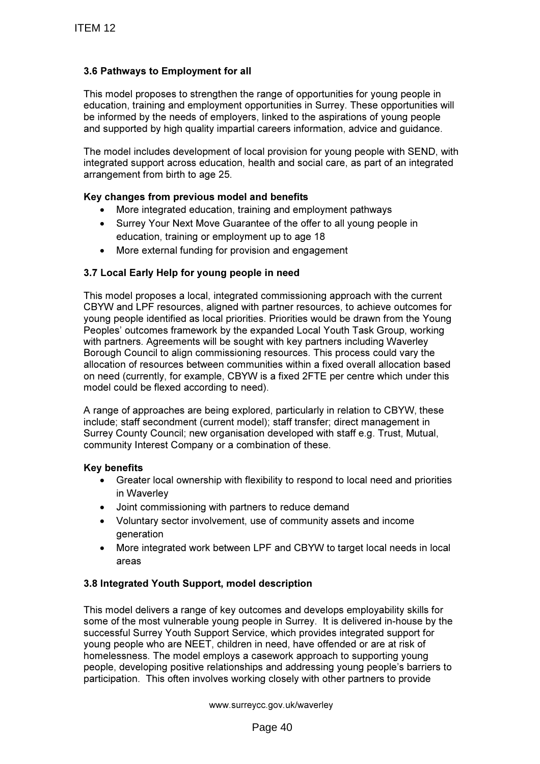### 3.6 Pathways to Employment for all

This model proposes to strengthen the range of opportunities for young people in education, training and employment opportunities in Surrey. These opportunities will be informed by the needs of employers, linked to the aspirations of young people and supported by high quality impartial careers information, advice and guidance.

The model includes development of local provision for young people with SEND, with integrated support across education, health and social care, as part of an integrated arrangement from birth to age 25.

**Key changes from previous model and benefits**

- More integrated education, training and employment pathways
- Surrey Your Next Move Guarantee of the offer to all young people in education, training or employment up to age 18
- More external funding for provision and engagement

### 3.7 Local Early Help for young people in need

This model proposes a local, integrated commissioning approach with the current CBYW and LPF resources, aligned with partner resources, to achieve outcomes for young people identified as local priorities. Priorities would be drawn from the Young Peoples' outcomes framework by the expanded Local Youth Task Group, working with partners. Agreements will be sought with key partners including Waverley Borough Council to align commissioning resources. This process could vary the allocation of resources between communities within a fixed overall allocation based on need (currently, for example, CBYW is a fixed 2FTE per centre which under this model could be flexed according to need).

A range of approaches are being explored, particularly in relation to CBYW, these include; staff secondment (current model); staff transfer; direct management in Surrey County Council; new organisation developed with staff e.g. Trust, Mutual, community Interest Company or a combination of these.

**Key benefits**

- Greater local ownership with flexibility to respond to local need and priorities in Waverley
- Joint commissioning with partners to reduce demand
- Voluntary sector involvement, use of community assets and income generation
- More integrated work between LPF and CBYW to target local needs in local areas

### 3.8 Integrated Youth Support, model description

This model delivers a range of key outcomes and develops employability skills for some of the most vulnerable young people in Surrey. It is delivered in-house by the successful Surrey Youth Support Service, which provides integrated support for young people who are NEET, children in need, have offended or are at risk of homelessness. The model employs a casework approach to supporting young people, developing positive relationships and addressing young people's barriers to participation. This often involves working closely with other partners to provide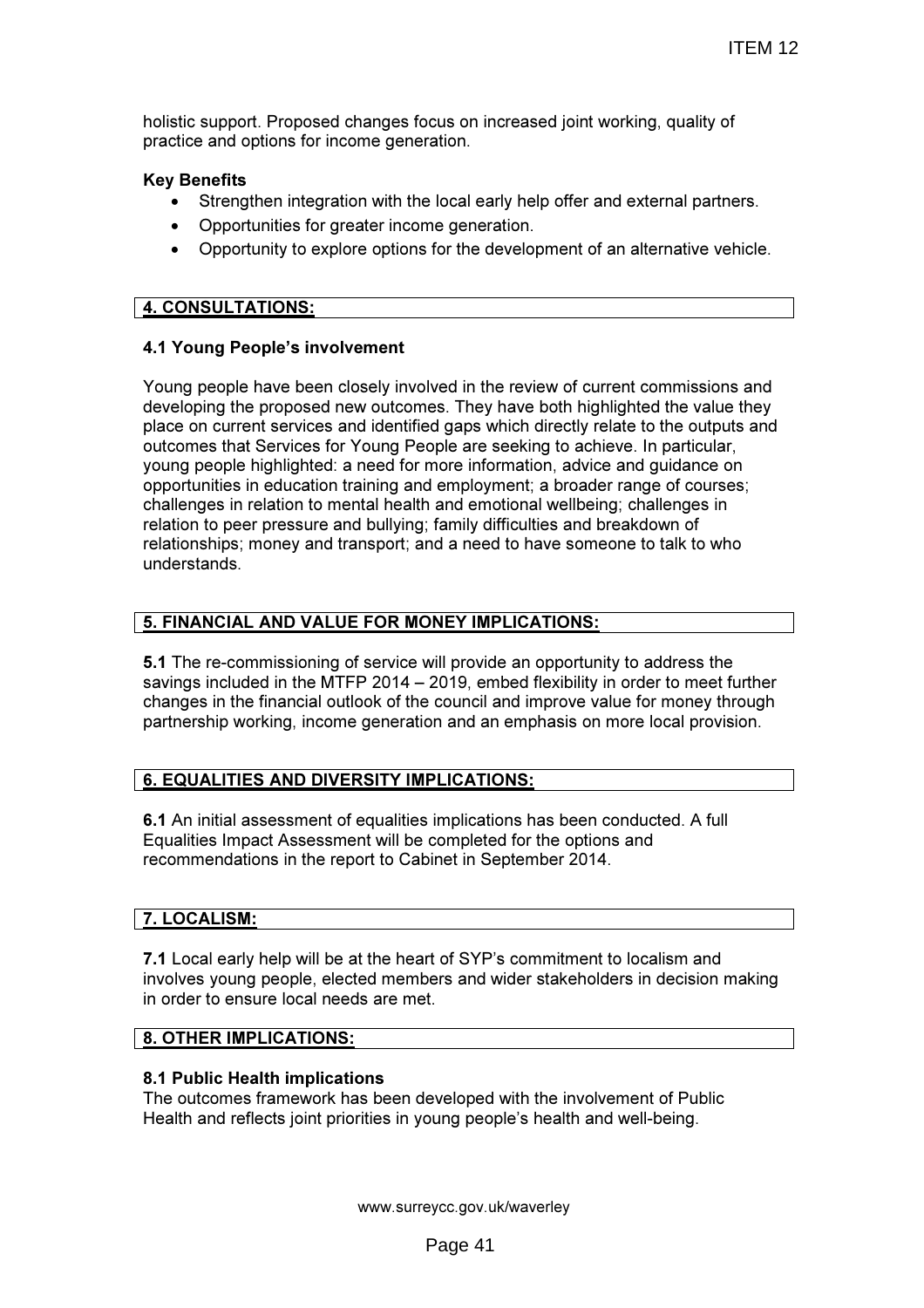holistic support. Proposed changes focus on increased joint working, quality of practice and options for income generation.

**Key Benefits**

- Strengthen integration with the local early help offer and external partners.
- Opportunities for greater income generation.
- Opportunity to explore options for the development of an alternative vehicle.

## 4. CONSULTATIONS:

### 4.1 Young People's involvement

Young people have been closely involved in the review of current commissions and developing the proposed new outcomes. They have both highlighted the value they place on current services and identified gaps which directly relate to the outputs and outcomes that Services for Young People are seeking to achieve. In particular, young people highlighted: a need for more information, advice and guidance on opportunities in education training and employment; a broader range of courses; challenges in relation to mental health and emotional wellbeing; challenges in relation to peer pressure and bullying; family difficulties and breakdown of relationships; money and transport; and a need to have someone to talk to who understands.

## 5. FINANCIAL AND VALUE FOR MONEY IMPLICATIONS:

**5.1** The re-commissioning of service will provide an opportunity to address the savings included in the MTFP 2014 – 2019, embed flexibility in order to meet further changes in the financial outlook of the council and improve value for money through partnership working, income generation and an emphasis on more local provision.

## 6. EQUALITIES AND DIVERSITY IMPLICATIONS:

**6.1** An initial assessment of equalities implications has been conducted. A full Equalities Impact Assessment will be completed for the options and recommendations in the report to Cabinet in September 2014.

## 7. LOCALISM:

**7.1** Local early help will be at the heart of SYP's commitment to localism and involves young people, elected members and wider stakeholders in decision making in order to ensure local needs are met.

## 8. OTHER IMPLICATIONS:

### 8.1 Public Health implications

The outcomes framework has been developed with the involvement of Public Health and reflects joint priorities in young people's health and well-being.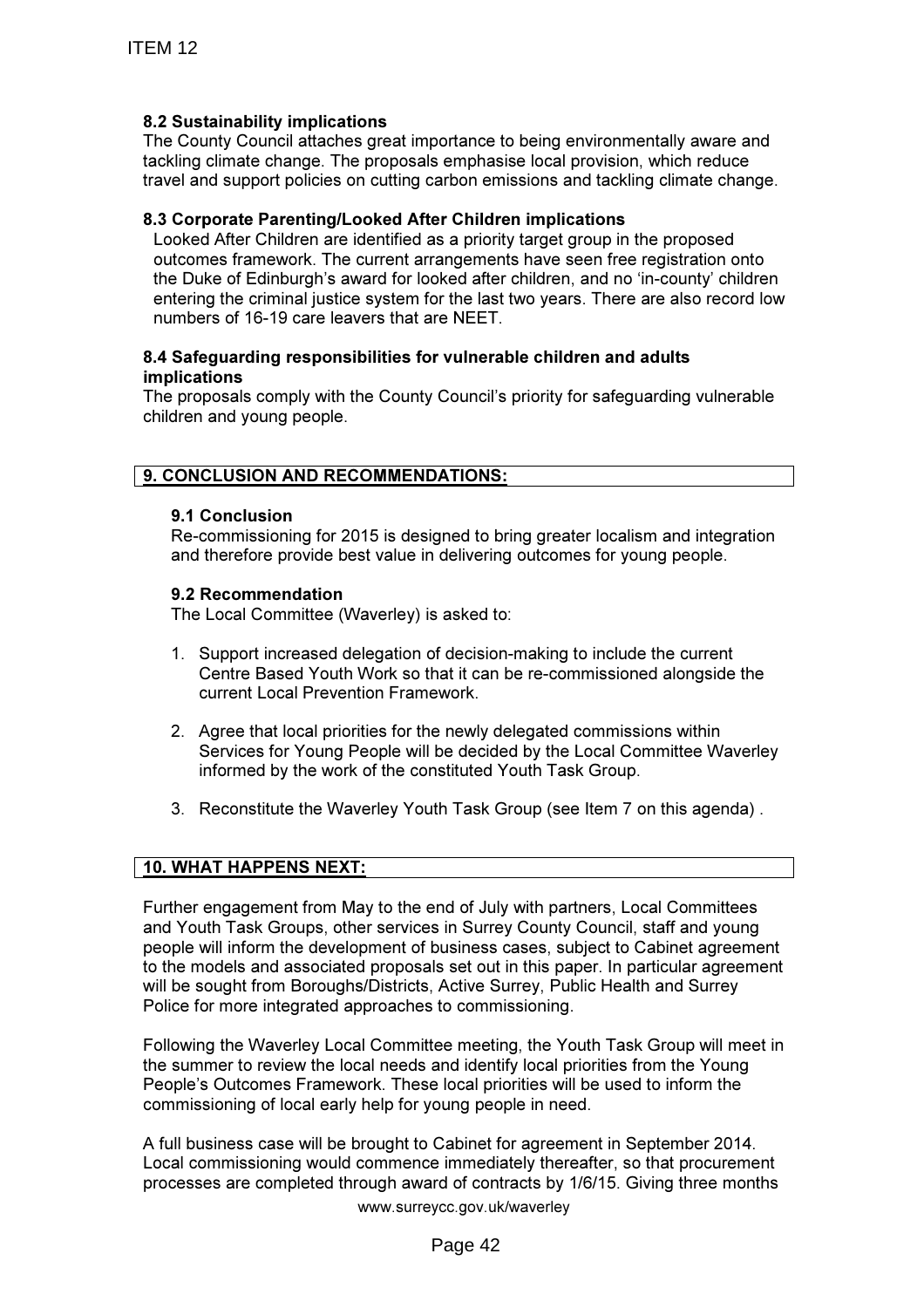### 8.2 Sustainability implications

The County Council attaches great importance to being environmentally aware and tackling climate change. The proposals emphasise local provision, which reduce travel and support policies on cutting carbon emissions and tackling climate change.

### 8.3 Corporate Parenting/Looked After Children implications

Looked After Children are identified as a priority target group in the proposed outcomes framework. The current arrangements have seen free registration onto the Duke of Edinburgh's award for looked after children, and no 'in-county' children entering the criminal justice system for the last two years. There are also record low numbers of 16-19 care leavers that are NEET.

### 8.4 Safeguarding responsibilities for vulnerable children and adults implications

The proposals comply with the County Council's priority for safeguarding vulnerable children and young people.

## 9. CONCLUSION AND RECOMMENDATIONS:

### 9.1 Conclusion

Re-commissioning for 2015 is designed to bring greater localism and integration and therefore provide best value in delivering outcomes for young people.

### 9.2 Recommendation

The Local Committee (Waverley) is asked to:

1. Support increased delegation of decision-making to include the current Centre Based Youth Work so that it can be re-commissioned alongside the current Local Prevention Framework.

2. Agree that local priorities for the newly delegated commissions within Services for Young People will be decided by the Local Committee Waverley informed by the work of the constituted Youth Task Group.

3. Reconstitute the Waverley Youth Task Group (see Item 7 on this agenda) .

## 10. WHAT HAPPENS NEXT:

Further engagement from May to the end of July with partners, Local Committees and Youth Task Groups, other services in Surrey County Council, staff and young people will inform the development of business cases, subject to Cabinet agreement to the models and associated proposals set out in this paper. In particular agreement will be sought from Boroughs/Districts, Active Surrey, Public Health and Surrey Police for more integrated approaches to commissioning.

Following the Waverley Local Committee meeting, the Youth Task Group will meet in the summer to review the local needs and identify local priorities from the Young People's Outcomes Framework. These local priorities will be used to inform the commissioning of local early help for young people in need.

A full business case will be brought to Cabinet for agreement in September 2014. Local commissioning would commence immediately thereafter, so that procurement processes are completed through award of contracts by 1/6/15. Giving three months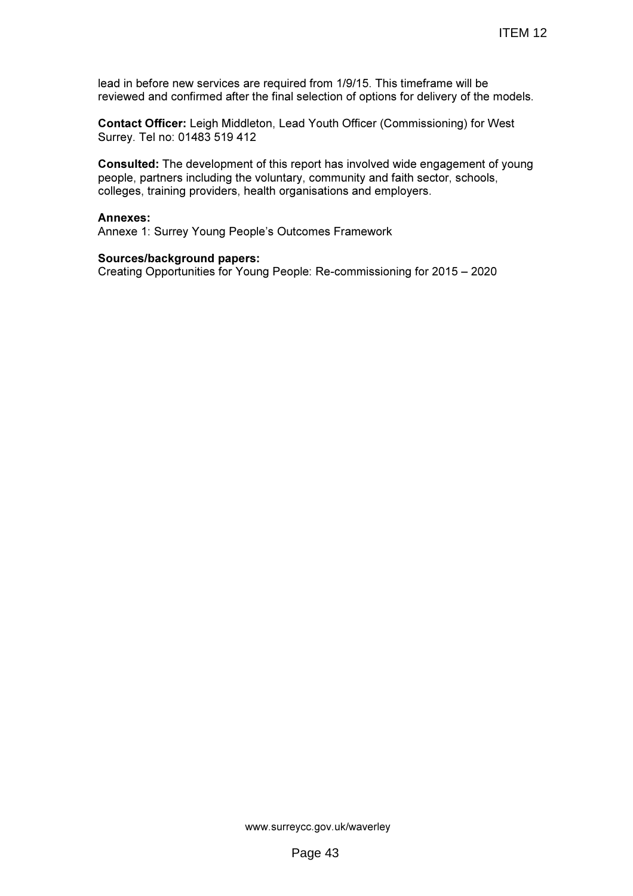lead in before new services are required from 1/9/15. This timeframe will be reviewed and confirmed after the final selection of options for delivery of the models.

**Contact Officer:** Leigh Middleton, Lead Youth Officer (Commissioning) for West Surrey. Tel no: 01483 519 412

**Consulted:** The development of this report has involved wide engagement of young people, partners including the voluntary, community and faith sector, schools, colleges, training providers, health organisations and employers.

**Annexes:**
Annexe 1: Surrey Young People's Outcomes Framework

**Sources/background papers:**
Creating Opportunities for Young People: Re-commissioning for 2015 – 2020